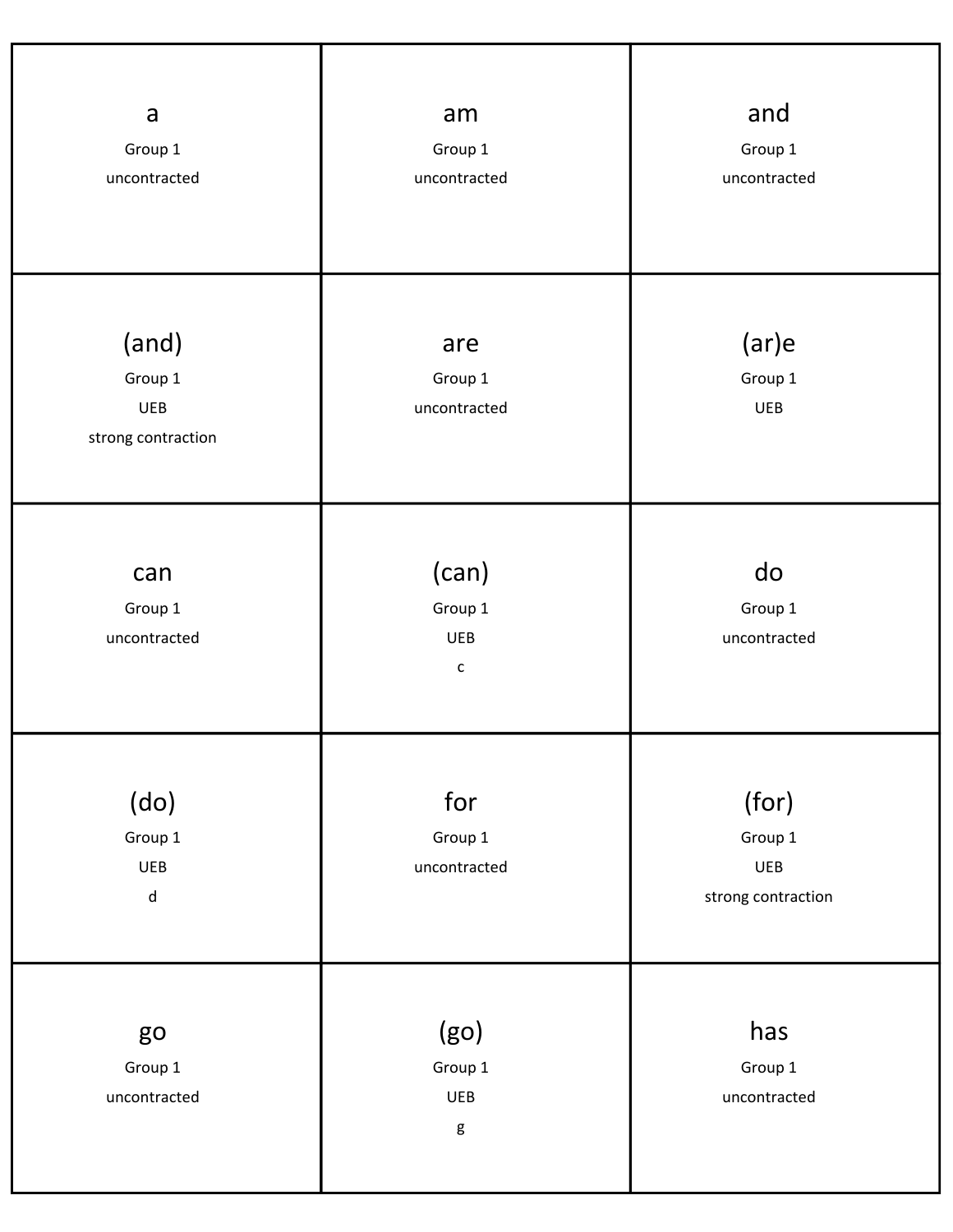| | | |
|---|---|---|
| a<br>Group 1<br>uncontracted | am<br>Group 1<br>uncontracted | and<br>Group 1<br>uncontracted |
| (and)<br>Group 1<br>UEB<br>strong contraction | are<br>Group 1<br>uncontracted | (ar)e<br>Group 1<br>UEB |
| can<br>Group 1<br>uncontracted | (can)<br>Group 1<br>UEB<br>c | do<br>Group 1<br>uncontracted |
| (do)<br>Group 1<br>UEB<br>d | for<br>Group 1<br>uncontracted | (for)<br>Group 1<br>UEB<br>strong contraction |
| go<br>Group 1<br>uncontracted | (go)<br>Group 1<br>UEB<br>g | has<br>Group 1<br>uncontracted |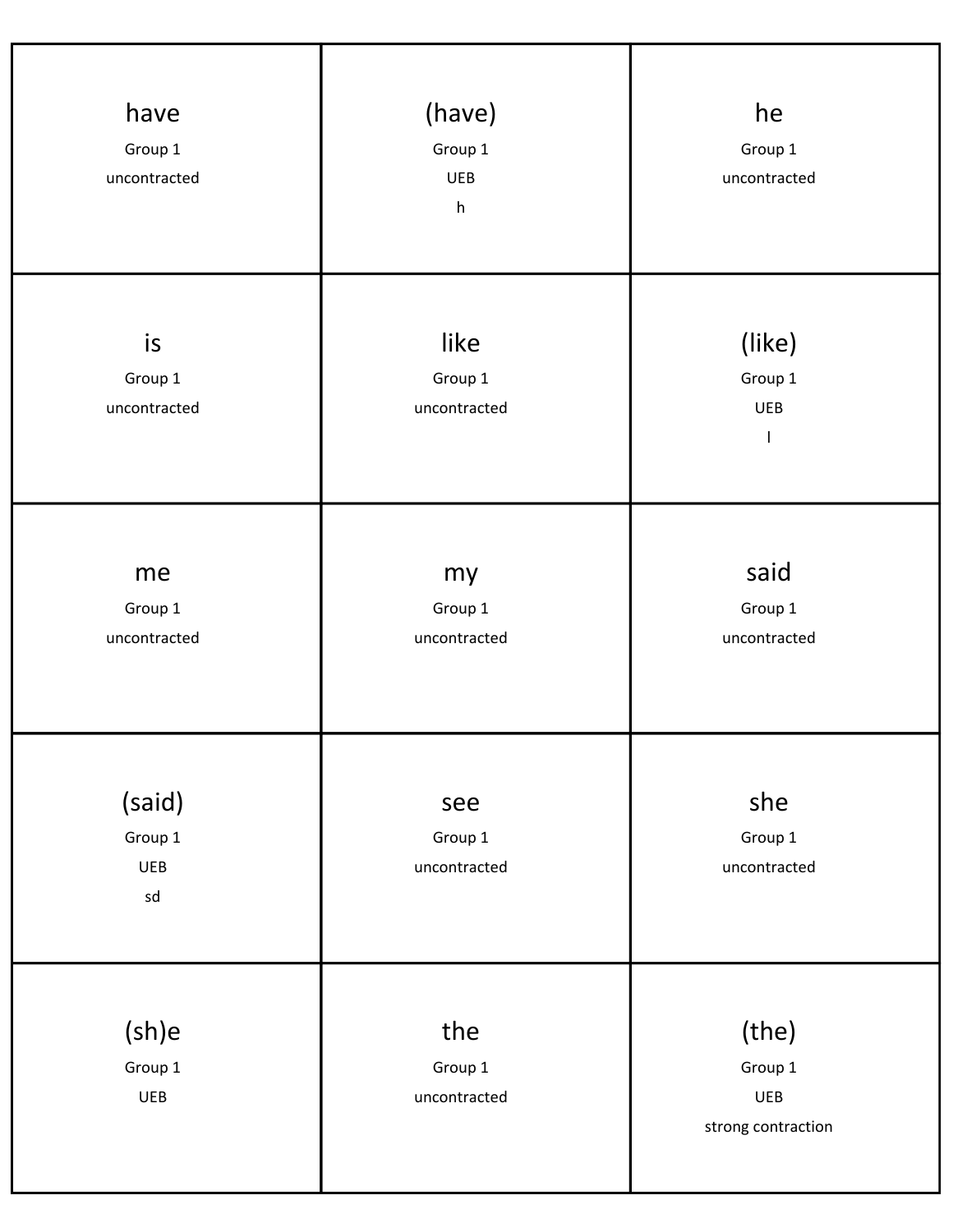| | | |
|---|---|---|
| have<br>Group 1<br>uncontracted | (have)<br>Group 1<br>UEB<br>h | he<br>Group 1<br>uncontracted |
| is<br>Group 1<br>uncontracted | like<br>Group 1<br>uncontracted | (like)<br>Group 1<br>UEB<br>l |
| me<br>Group 1<br>uncontracted | my<br>Group 1<br>uncontracted | said<br>Group 1<br>uncontracted |
| (said)<br>Group 1<br>UEB<br>sd | see<br>Group 1<br>uncontracted | she<br>Group 1<br>uncontracted |
| (sh)e<br>Group 1<br>UEB | the<br>Group 1<br>uncontracted | (the)<br>Group 1<br>UEB<br>strong contraction |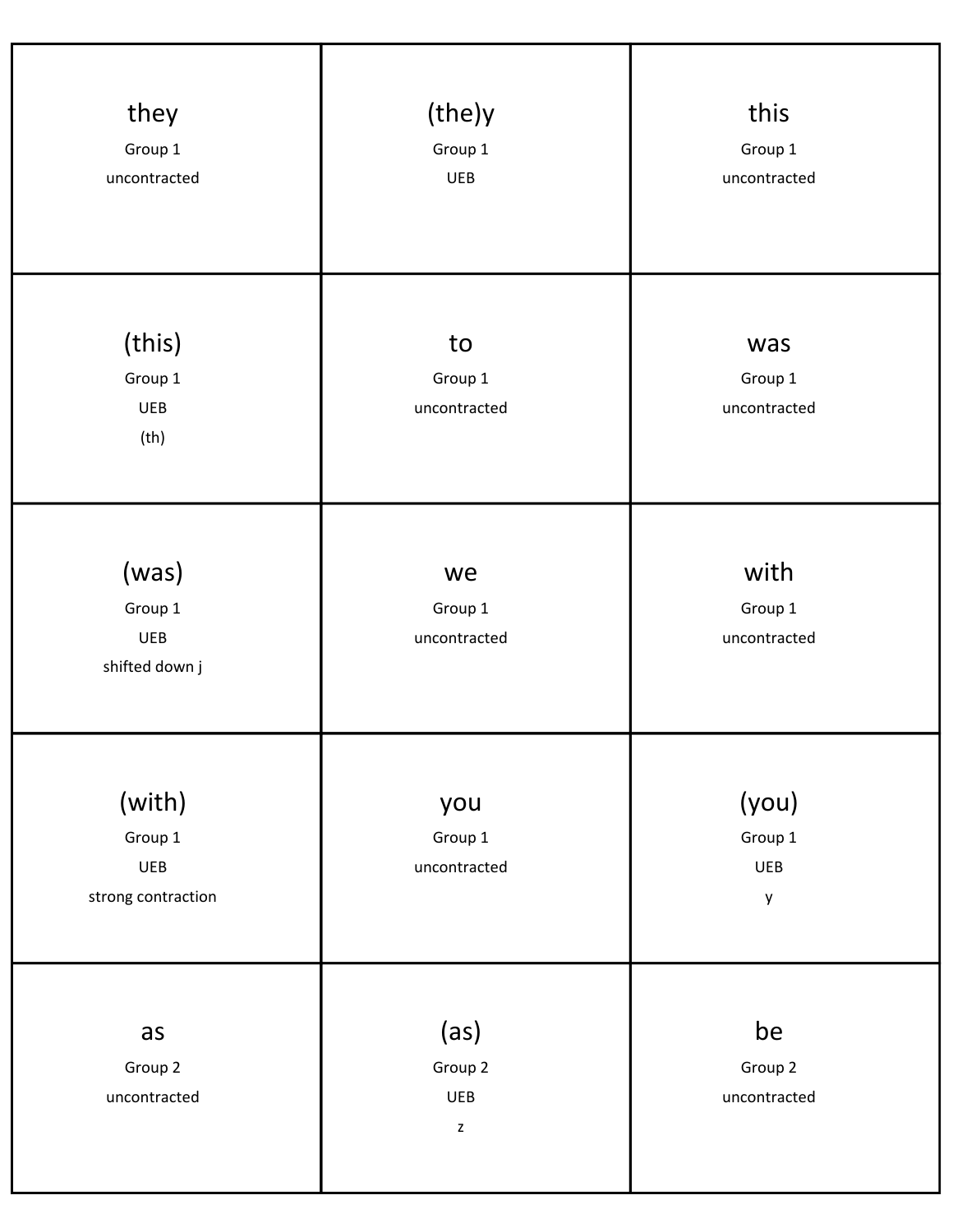| | | |
|---|---|---|
| they<br>Group 1<br>uncontracted | (the)y<br>Group 1<br>UEB | this<br>Group 1<br>uncontracted |
| (this)<br>Group 1<br>UEB<br>(th) | to<br>Group 1<br>uncontracted | was<br>Group 1<br>uncontracted |
| (was)<br>Group 1<br>UEB<br>shifted down j | we<br>Group 1<br>uncontracted | with<br>Group 1<br>uncontracted |
| (with)<br>Group 1<br>UEB<br>strong contraction | you<br>Group 1<br>uncontracted | (you)<br>Group 1<br>UEB<br>y |
| as<br>Group 2<br>uncontracted | (as)<br>Group 2<br>UEB<br>z | be<br>Group 2<br>uncontracted |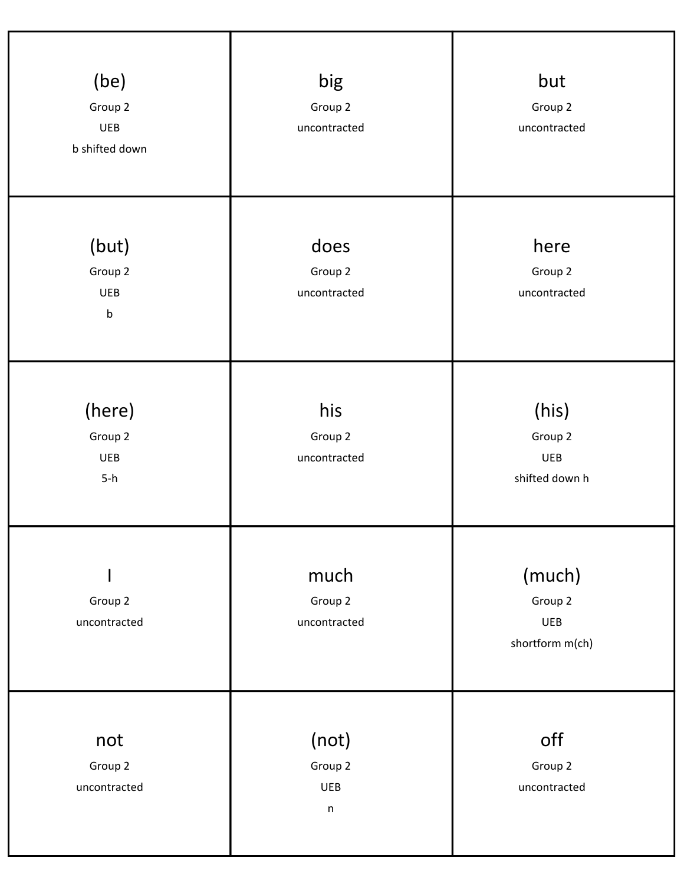| | | |
|---|---|---|
| (be)<br>Group 2<br>UEB<br>b shifted down | big<br>Group 2<br>uncontracted | but<br>Group 2<br>uncontracted |
| (but)<br>Group 2<br>UEB<br>b | does<br>Group 2<br>uncontracted | here<br>Group 2<br>uncontracted |
| (here)<br>Group 2<br>UEB<br>5-h | his<br>Group 2<br>uncontracted | (his)<br>Group 2<br>UEB<br>shifted down h |
| I<br>Group 2<br>uncontracted | much<br>Group 2<br>uncontracted | (much)<br>Group 2<br>UEB<br>shortform m(ch) |
| not<br>Group 2<br>uncontracted | (not)<br>Group 2<br>UEB<br>n | off<br>Group 2<br>uncontracted |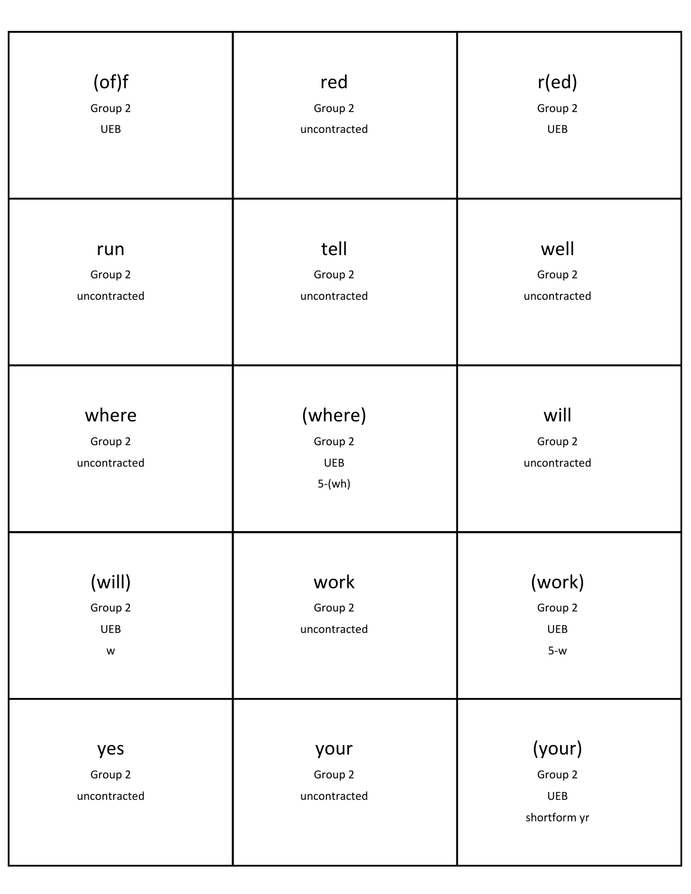| | | |
|---|---|---|
| (of)f<br>Group 2<br>UEB | red<br>Group 2<br>uncontracted | r(ed)<br>Group 2<br>UEB |
| run<br>Group 2<br>uncontracted | tell<br>Group 2<br>uncontracted | well<br>Group 2<br>uncontracted |
| where<br>Group 2<br>uncontracted | (where)<br>Group 2<br>UEB<br>5-(wh) | will<br>Group 2<br>uncontracted |
| (will)<br>Group 2<br>UEB<br>w | work<br>Group 2<br>uncontracted | (work)<br>Group 2<br>UEB<br>5-w |
| yes<br>Group 2<br>uncontracted | your<br>Group 2<br>uncontracted | (your)<br>Group 2<br>UEB<br>shortform yr |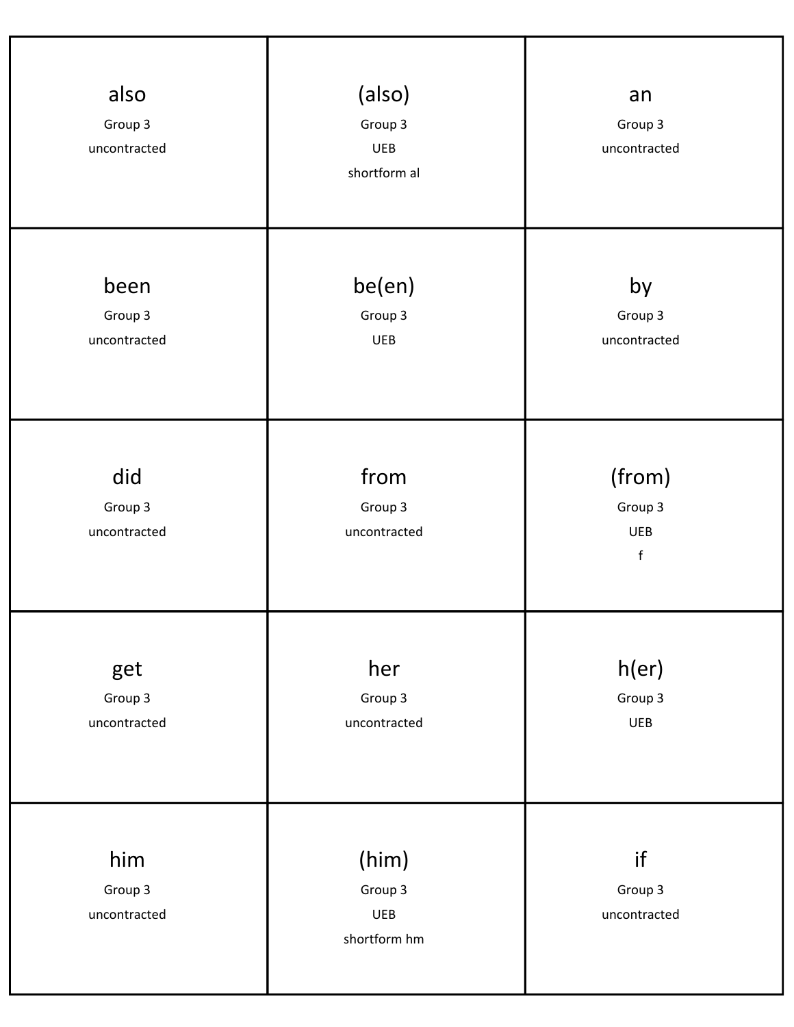| | | |
|---|---|---|
| also<br>Group 3<br>uncontracted | (also)<br>Group 3<br>UEB<br>shortform al | an<br>Group 3<br>uncontracted |
| been<br>Group 3<br>uncontracted | be(en)<br>Group 3<br>UEB | by<br>Group 3<br>uncontracted |
| did<br>Group 3<br>uncontracted | from<br>Group 3<br>uncontracted | (from)<br>Group 3<br>UEB<br>f |
| get<br>Group 3<br>uncontracted | her<br>Group 3<br>uncontracted | h(er)<br>Group 3<br>UEB |
| him<br>Group 3<br>uncontracted | (him)<br>Group 3<br>UEB<br>shortform hm | if<br>Group 3<br>uncontracted |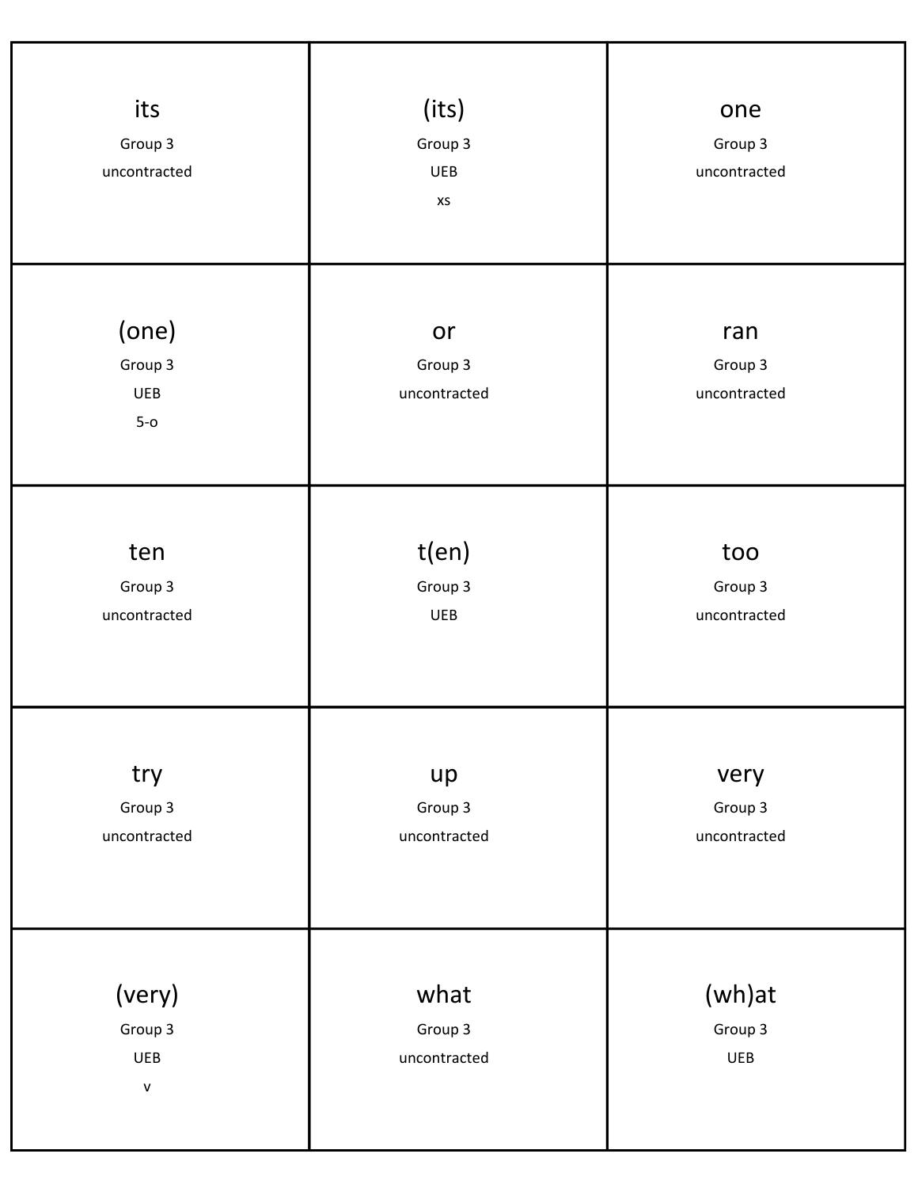| | | |
|---|---|---|
| its<br>Group 3<br>uncontracted | (its)<br>Group 3<br>UEB<br>xs | one<br>Group 3<br>uncontracted |
| (one)<br>Group 3<br>UEB<br>5-o | or<br>Group 3<br>uncontracted | ran<br>Group 3<br>uncontracted |
| ten<br>Group 3<br>uncontracted | t(en)<br>Group 3<br>UEB | too<br>Group 3<br>uncontracted |
| try<br>Group 3<br>uncontracted | up<br>Group 3<br>uncontracted | very<br>Group 3<br>uncontracted |
| (very)<br>Group 3<br>UEB<br>v | what<br>Group 3<br>uncontracted | (wh)at<br>Group 3<br>UEB |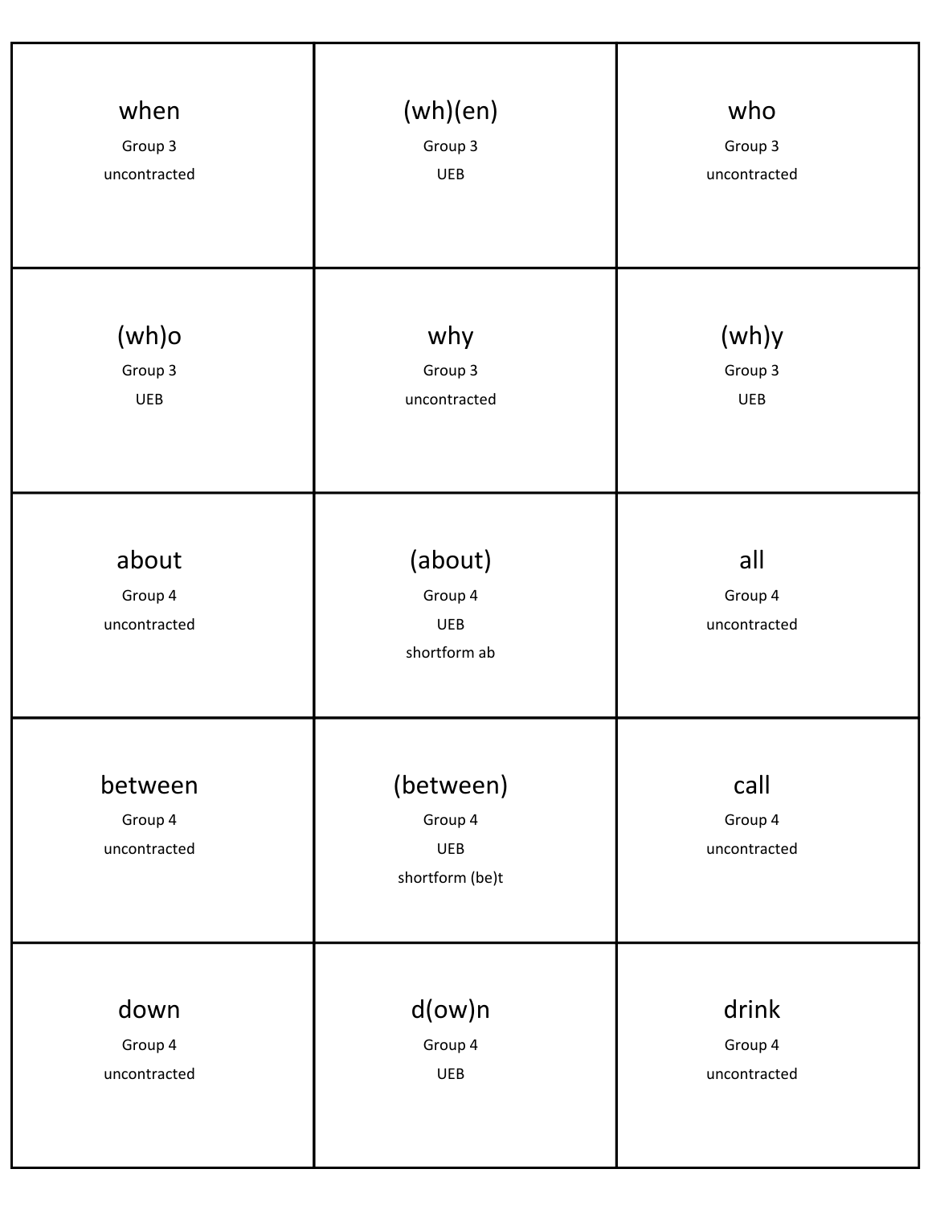| | | |
|---|---|---|
| when<br>Group 3<br>uncontracted | (wh)(en)<br>Group 3<br>UEB | who<br>Group 3<br>uncontracted |
| (wh)o<br>Group 3<br>UEB | why<br>Group 3<br>uncontracted | (wh)y<br>Group 3<br>UEB |
| about<br>Group 4<br>uncontracted | (about)<br>Group 4<br>UEB<br>shortform ab | all<br>Group 4<br>uncontracted |
| between<br>Group 4<br>uncontracted | (between)<br>Group 4<br>UEB<br>shortform (be)t | call<br>Group 4<br>uncontracted |
| down<br>Group 4<br>uncontracted | d(ow)n<br>Group 4<br>UEB | drink<br>Group 4<br>uncontracted |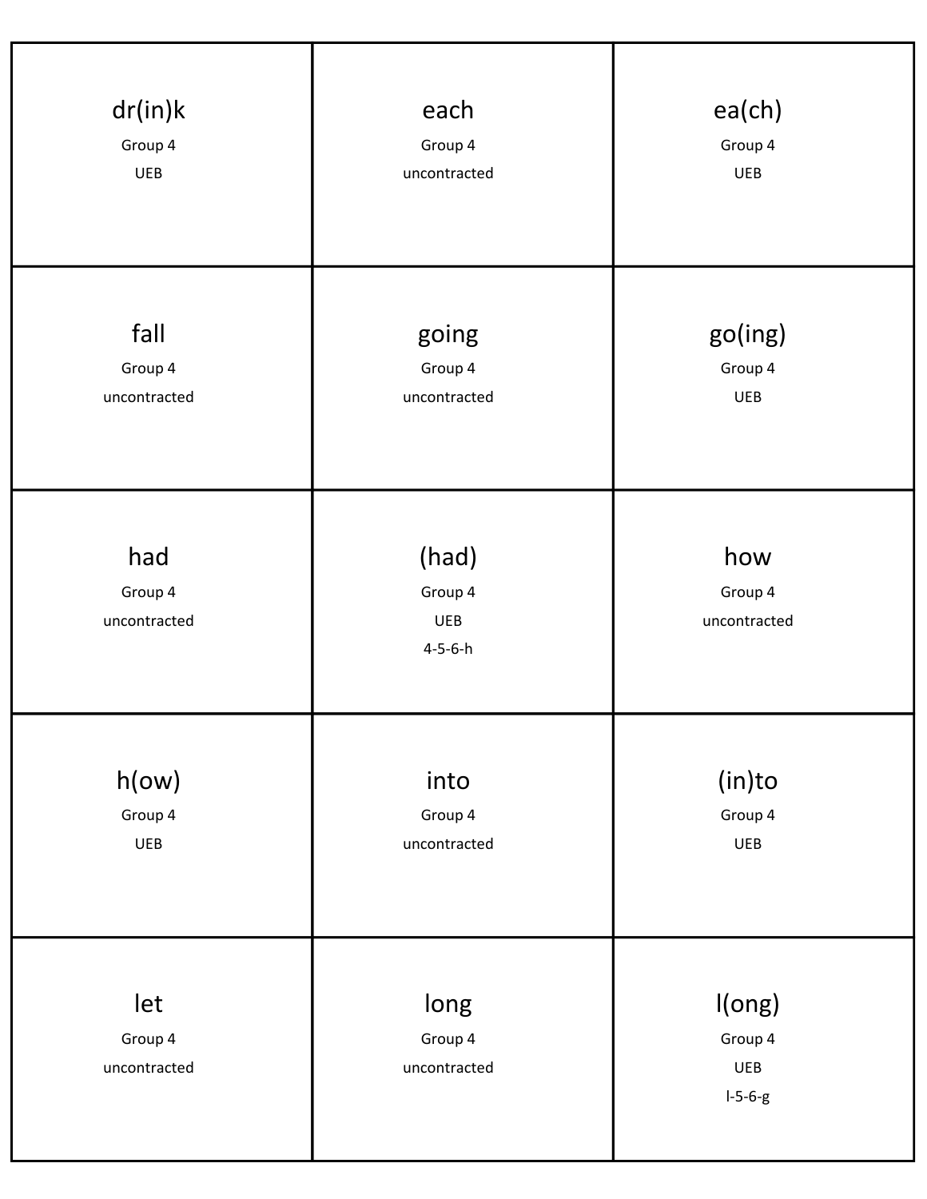| | | |
|---|---|---|
| dr(in)k<br>Group 4<br>UEB | each<br>Group 4<br>uncontracted | ea(ch)<br>Group 4<br>UEB |
| fall<br>Group 4<br>uncontracted | going<br>Group 4<br>uncontracted | go(ing)<br>Group 4<br>UEB |
| had<br>Group 4<br>uncontracted | (had)<br>Group 4<br>UEB<br>4-5-6-h | how<br>Group 4<br>uncontracted |
| h(ow)<br>Group 4<br>UEB | into<br>Group 4<br>uncontracted | (in)to<br>Group 4<br>UEB |
| let<br>Group 4<br>uncontracted | long<br>Group 4<br>uncontracted | l(ong)<br>Group 4<br>UEB<br>l-5-6-g |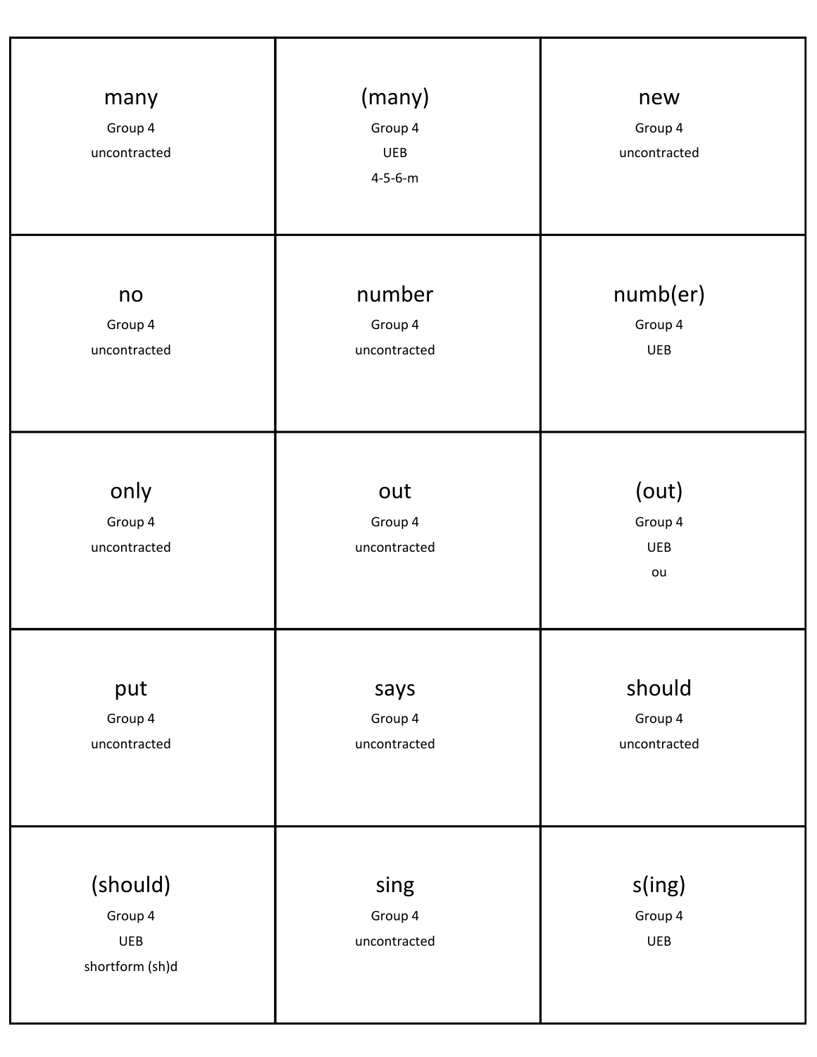| | | |
|---|---|---|
| many<br>Group 4<br>uncontracted | (many)<br>Group 4<br>UEB<br>4-5-6-m | new<br>Group 4<br>uncontracted |
| no<br>Group 4<br>uncontracted | number<br>Group 4<br>uncontracted | numb(er)<br>Group 4<br>UEB |
| only<br>Group 4<br>uncontracted | out<br>Group 4<br>uncontracted | (out)<br>Group 4<br>UEB<br>ou |
| put<br>Group 4<br>uncontracted | says<br>Group 4<br>uncontracted | should<br>Group 4<br>uncontracted |
| (should)<br>Group 4<br>UEB<br>shortform (sh)d | sing<br>Group 4<br>uncontracted | s(ing)<br>Group 4<br>UEB |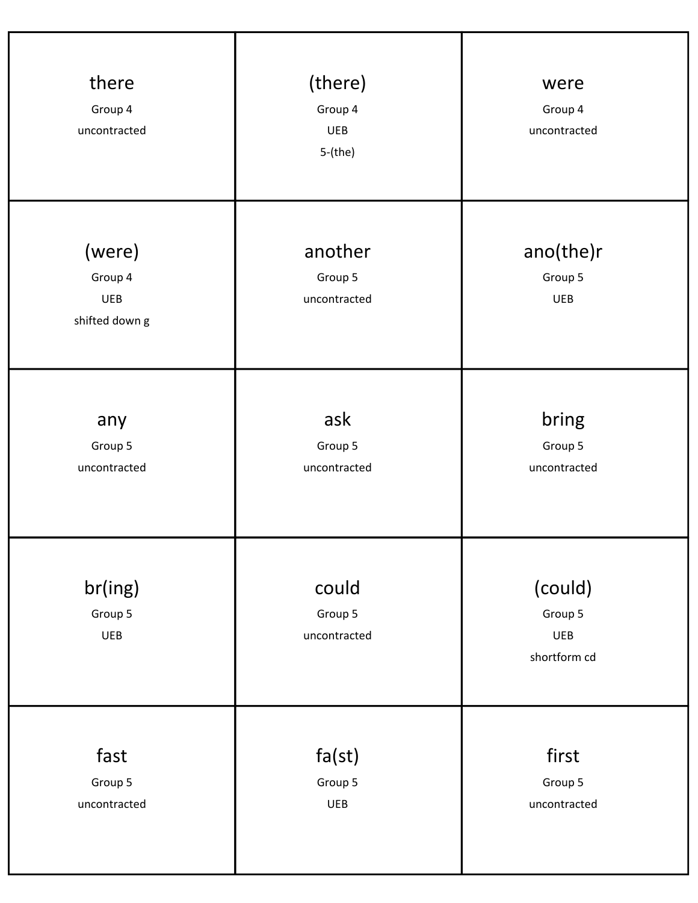| | | |
|---|---|---|
| there<br>Group 4<br>uncontracted | (there)<br>Group 4<br>UEB<br>5-(the) | were<br>Group 4<br>uncontracted |
| (were)<br>Group 4<br>UEB<br>shifted down g | another<br>Group 5<br>uncontracted | ano(the)r<br>Group 5<br>UEB |
| any<br>Group 5<br>uncontracted | ask<br>Group 5<br>uncontracted | bring<br>Group 5<br>uncontracted |
| br(ing)<br>Group 5<br>UEB | could<br>Group 5<br>uncontracted | (could)<br>Group 5<br>UEB<br>shortform cd |
| fast<br>Group 5<br>uncontracted | fa(st)<br>Group 5<br>UEB | first<br>Group 5<br>uncontracted |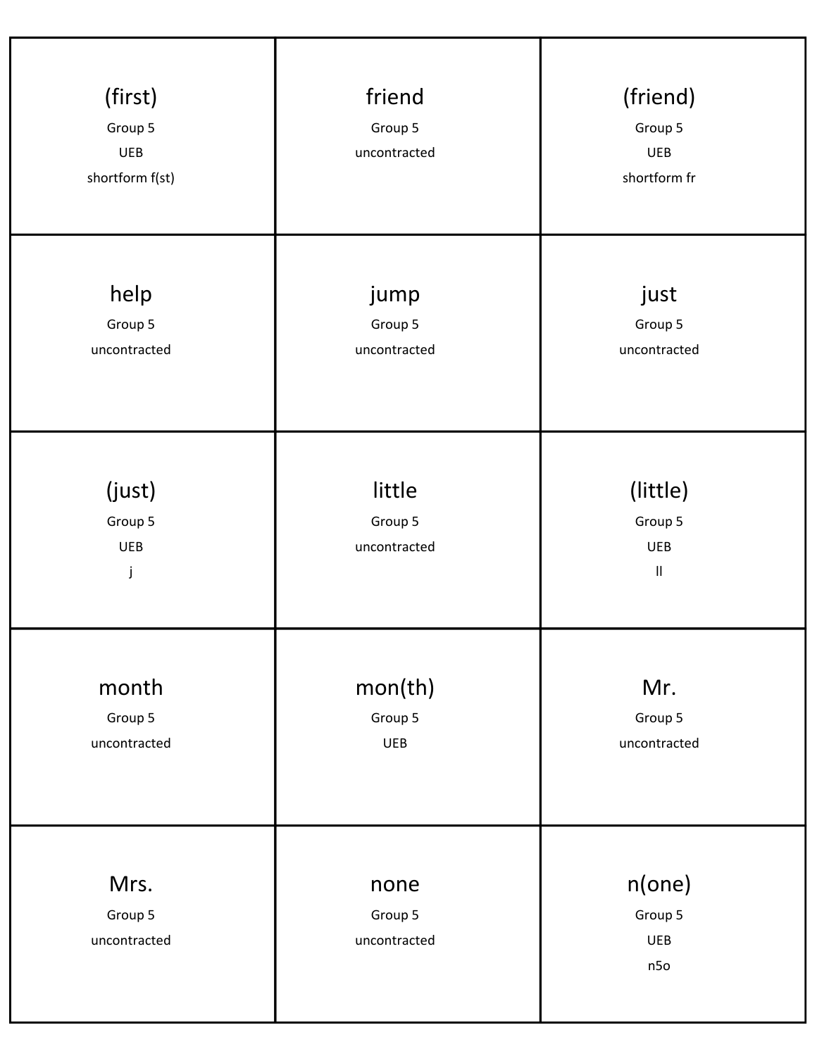| | | |
|---|---|---|
| (first)<br>Group 5<br>UEB<br>shortform f(st) | friend<br>Group 5<br>uncontracted | (friend)<br>Group 5<br>UEB<br>shortform fr |
| help<br>Group 5<br>uncontracted | jump<br>Group 5<br>uncontracted | just<br>Group 5<br>uncontracted |
| (just)<br>Group 5<br>UEB<br>j | little<br>Group 5<br>uncontracted | (little)<br>Group 5<br>UEB<br>ll |
| month<br>Group 5<br>uncontracted | mon(th)<br>Group 5<br>UEB | Mr.<br>Group 5<br>uncontracted |
| Mrs.<br>Group 5<br>uncontracted | none<br>Group 5<br>uncontracted | n(one)<br>Group 5<br>UEB<br>n5o |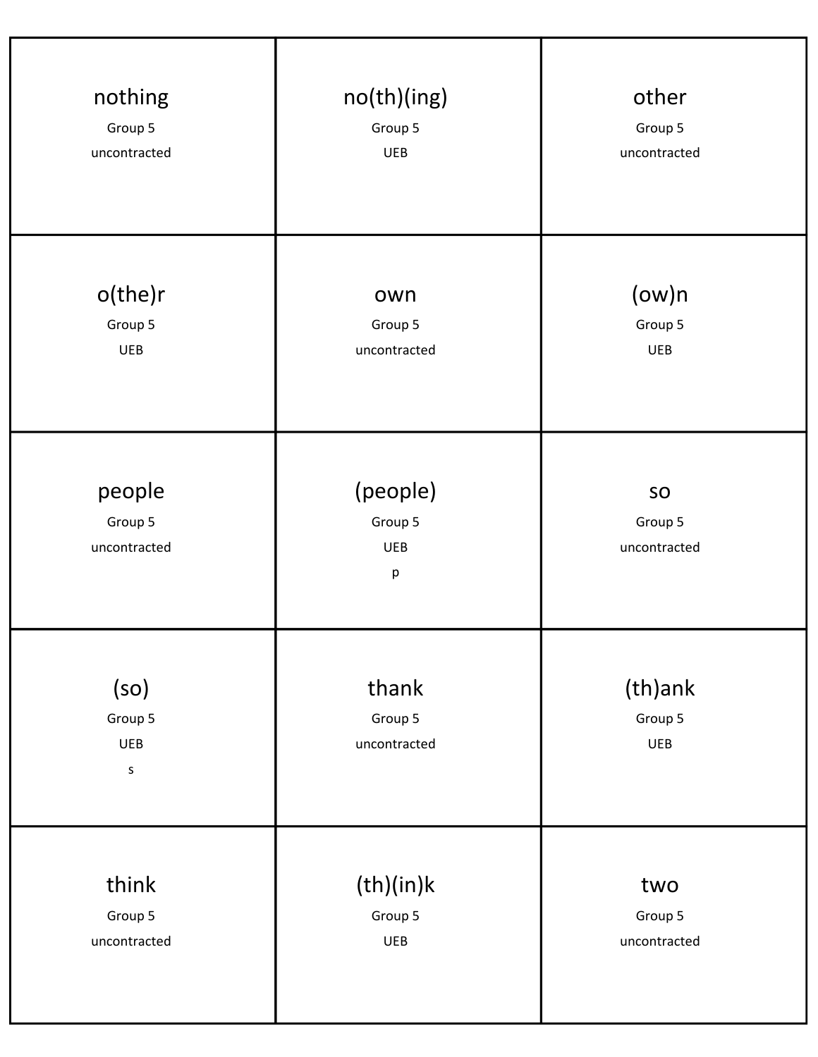| | | |
|---|---|---|
| nothing<br>Group 5<br>uncontracted | no(th)(ing)<br>Group 5<br>UEB | other<br>Group 5<br>uncontracted |
| o(the)r<br>Group 5<br>UEB | own<br>Group 5<br>uncontracted | (ow)n<br>Group 5<br>UEB |
| people<br>Group 5<br>uncontracted | (people)<br>Group 5<br>UEB<br>p | so<br>Group 5<br>uncontracted |
| (so)<br>Group 5<br>UEB<br>s | thank<br>Group 5<br>uncontracted | (th)ank<br>Group 5<br>UEB |
| think<br>Group 5<br>uncontracted | (th)(in)k<br>Group 5<br>UEB | two<br>Group 5<br>uncontracted |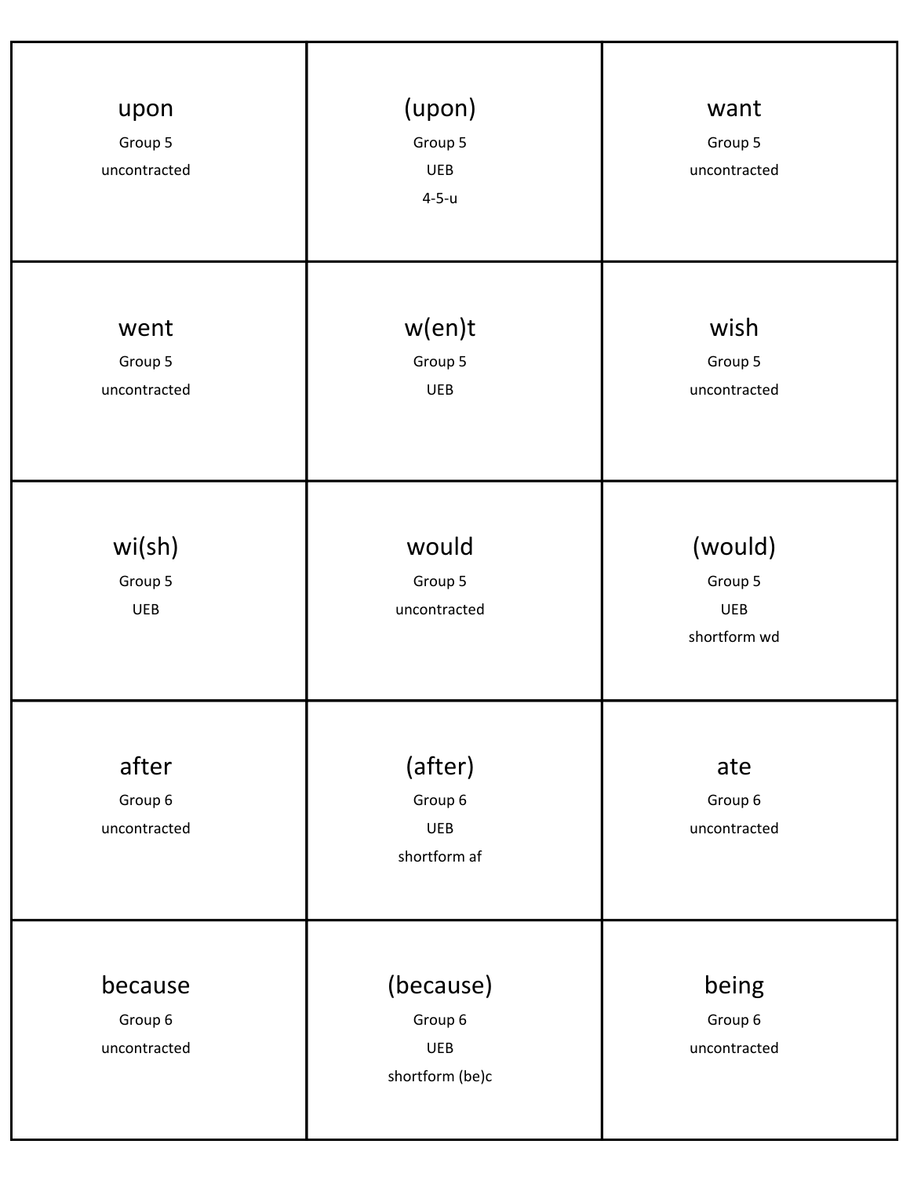| | | |
|---|---|---|
| upon<br>Group 5<br>uncontracted | (upon)<br>Group 5<br>UEB<br>4-5-u | want<br>Group 5<br>uncontracted |
| went<br>Group 5<br>uncontracted | w(en)t<br>Group 5<br>UEB | wish<br>Group 5<br>uncontracted |
| wi(sh)<br>Group 5<br>UEB | would<br>Group 5<br>uncontracted | (would)<br>Group 5<br>UEB<br>shortform wd |
| after<br>Group 6<br>uncontracted | (after)<br>Group 6<br>UEB<br>shortform af | ate<br>Group 6<br>uncontracted |
| because<br>Group 6<br>uncontracted | (because)<br>Group 6<br>UEB<br>shortform (be)c | being<br>Group 6<br>uncontracted |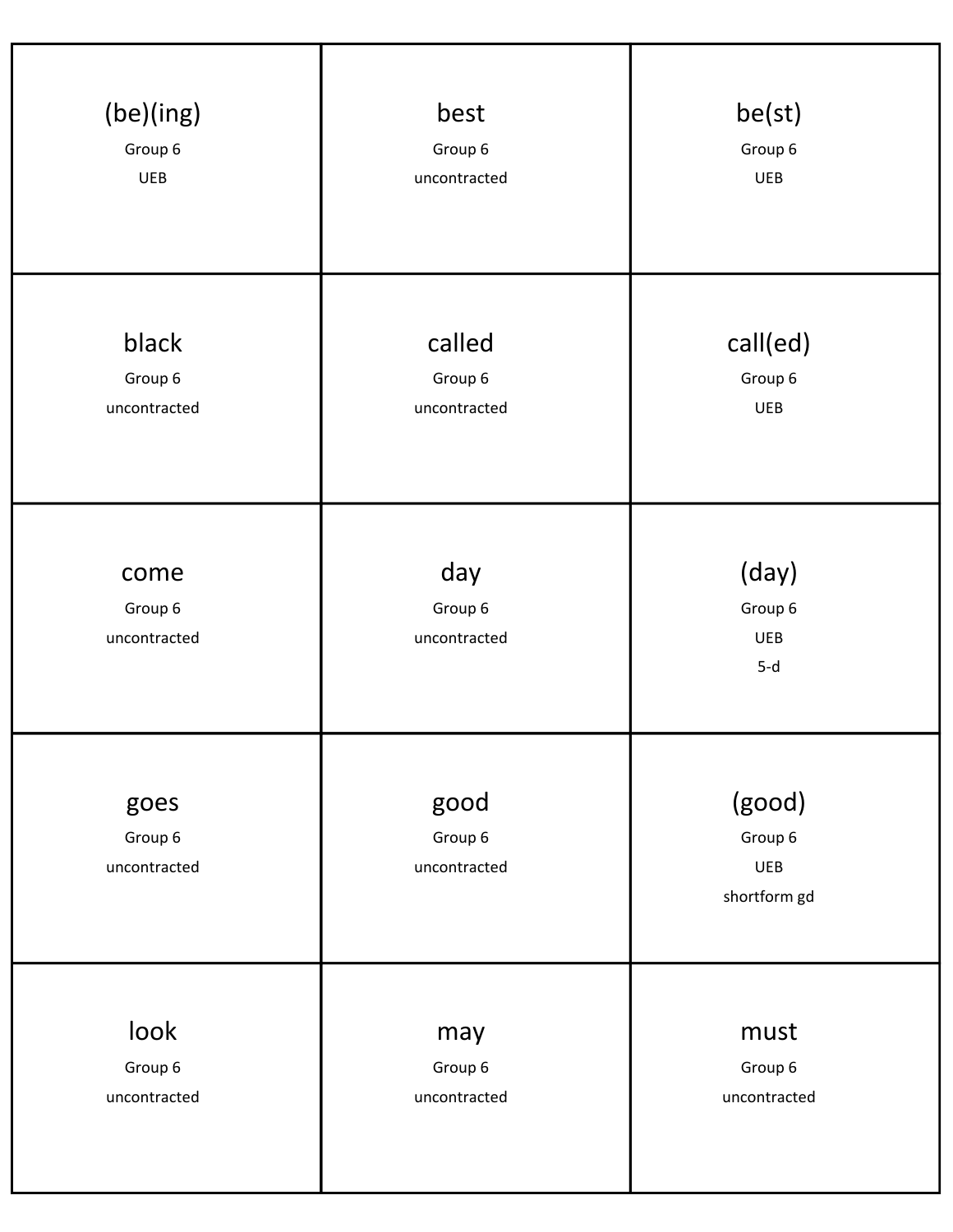| | | |
|---|---|---|
| (be)(ing)<br>Group 6<br>UEB | best<br>Group 6<br>uncontracted | be(st)<br>Group 6<br>UEB |
| black<br>Group 6<br>uncontracted | called<br>Group 6<br>uncontracted | call(ed)<br>Group 6<br>UEB |
| come<br>Group 6<br>uncontracted | day<br>Group 6<br>uncontracted | (day)<br>Group 6<br>UEB<br>5-d |
| goes<br>Group 6<br>uncontracted | good<br>Group 6<br>uncontracted | (good)<br>Group 6<br>UEB<br>shortform gd |
| look<br>Group 6<br>uncontracted | may<br>Group 6<br>uncontracted | must<br>Group 6<br>uncontracted |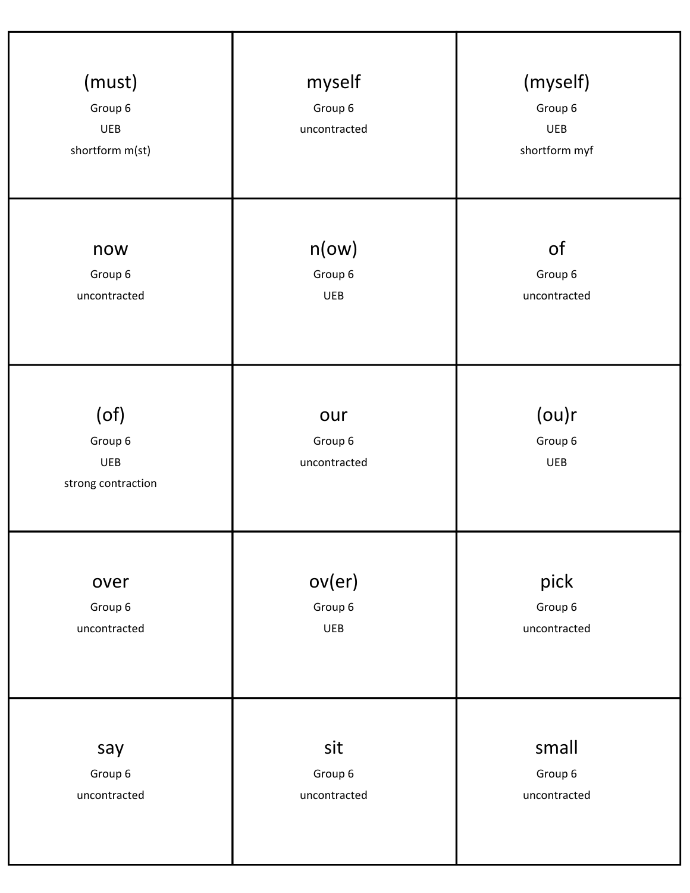| | | |
|---|---|---|
| (must)<br>Group 6<br>UEB<br>shortform m(st) | myself<br>Group 6<br>uncontracted | (myself)<br>Group 6<br>UEB<br>shortform myf |
| now<br>Group 6<br>uncontracted | n(ow)<br>Group 6<br>UEB | of<br>Group 6<br>uncontracted |
| (of)<br>Group 6<br>UEB<br>strong contraction | our<br>Group 6<br>uncontracted | (ou)r<br>Group 6<br>UEB |
| over<br>Group 6<br>uncontracted | ov(er)<br>Group 6<br>UEB | pick<br>Group 6<br>uncontracted |
| say<br>Group 6<br>uncontracted | sit<br>Group 6<br>uncontracted | small<br>Group 6<br>uncontracted |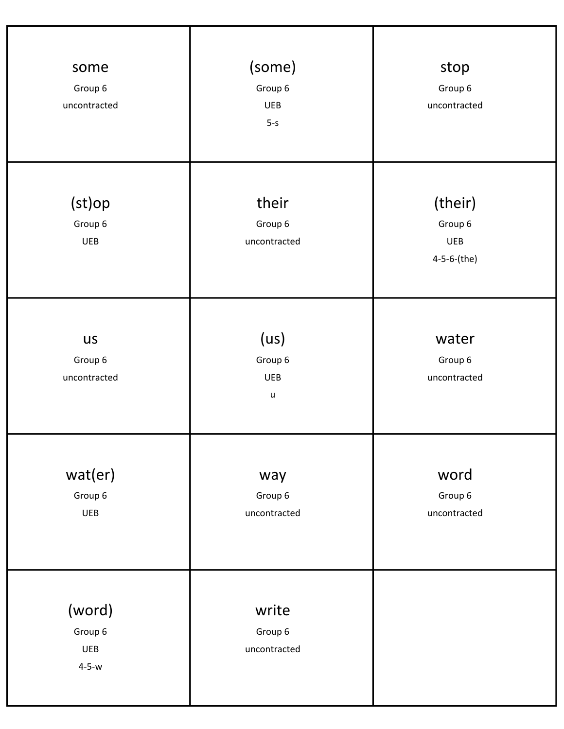| | | |
|---|---|---|
| some<br>Group 6<br>uncontracted | (some)<br>Group 6<br>UEB<br>5-s | stop<br>Group 6<br>uncontracted |
| (st)op<br>Group 6<br>UEB | their<br>Group 6<br>uncontracted | (their)<br>Group 6<br>UEB<br>4-5-6-(the) |
| us<br>Group 6<br>uncontracted | (us)<br>Group 6<br>UEB<br>u | water<br>Group 6<br>uncontracted |
| wat(er)<br>Group 6<br>UEB | way<br>Group 6<br>uncontracted | word<br>Group 6<br>uncontracted |
| (word)<br>Group 6<br>UEB<br>4-5-w | write<br>Group 6<br>uncontracted | |